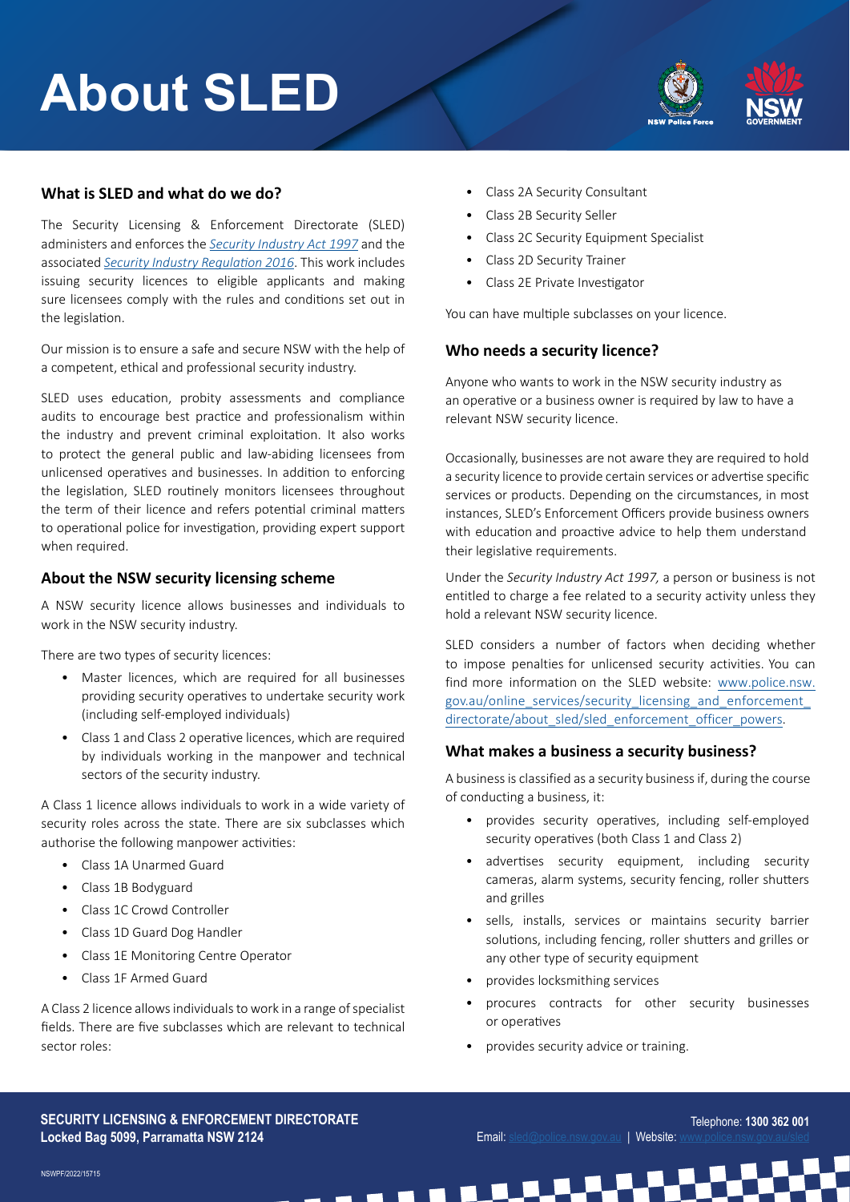# About SLED

## What is SLED and what do we do?

The Security Licensing & Enforcement Directorate (SLED) administers and enforces the *Security Industry Act 1997* and the associated *Security Industry Regulation 2016*. This work includes issuing security licences to eligible applicants and making sure licensees comply with the rules and conditions set out in the legislation.

Our mission is to ensure a safe and secure NSW with the help of a competent, ethical and professional security industry.

SLED uses education, probity assessments and compliance audits to encourage best practice and professionalism within the industry and prevent criminal exploitation. It also works to protect the general public and law-abiding licensees from unlicensed operatives and businesses. In addition to enforcing the legislation, SLED routinely monitors licensees throughout the term of their licence and refers potential criminal matters to operational police for investigation, providing expert support when required.

## About the NSW security licensing scheme

A NSW security licence allows businesses and individuals to work in the NSW security industry.

There are two types of security licences:

- Master licences, which are required for all businesses providing security operatives to undertake security work (including self-employed individuals)
- Class 1 and Class 2 operative licences, which are required by individuals working in the manpower and technical sectors of the security industry.

A Class 1 licence allows individuals to work in a wide variety of security roles across the state. There are six subclasses which authorise the following manpower activities:

- Class 1A Unarmed Guard
- Class 1B Bodyguard
- Class 1C Crowd Controller
- Class 1D Guard Dog Handler
- Class 1E Monitoring Centre Operator
- Class 1F Armed Guard

A Class 2 licence allows individuals to work in a range of specialist fields. There are five subclasses which are relevant to technical sector roles:

- Class 2A Security Consultant
- Class 2B Security Seller
- Class 2C Security Equipment Specialist
- Class 2D Security Trainer
- Class 2E Private Investigator

You can have multiple subclasses on your licence.

## Who needs a security licence?

Anyone who wants to work in the NSW security industry as an operative or a business owner is required by law to have a relevant NSW security licence.

Occasionally, businesses are not aware they are required to hold a security licence to provide certain services or advertise specific services or products. Depending on the circumstances, in most instances, SLED's Enforcement Officers provide business owners with education and proactive advice to help them understand their legislative requirements.

Under the *Security Industry Act 1997,* a person or business is not entitled to charge a fee related to a security activity unless they hold a relevant NSW security licence.

SLED considers a number of factors when deciding whether to impose penalties for unlicensed security activities. You can find more information on the SLED website: www.police.nsw.gov.au/online_services/security_licensing_and_enforcement_directorate/about_sled/sled_enforcement_officer_powers.

## What makes a business a security business?

A business is classified as a security business if, during the course of conducting a business, it:

- provides security operatives, including self-employed security operatives (both Class 1 and Class 2)
- advertises security equipment, including security cameras, alarm systems, security fencing, roller shutters and grilles
- sells, installs, services or maintains security barrier solutions, including fencing, roller shutters and grilles or any other type of security equipment
- provides locksmithing services
- procures contracts for other security businesses or operatives
- provides security advice or training.

**SECURITY LICENSING & ENFORCEMENT DIRECTORATE**
**Locked Bag 5099, Parramatta NSW 2124**

Telephone: **1300 362 001**
Email: sled@police.nsw.gov.au | Website: www.police.nsw.gov.au/sled

NSWPF/2022/15715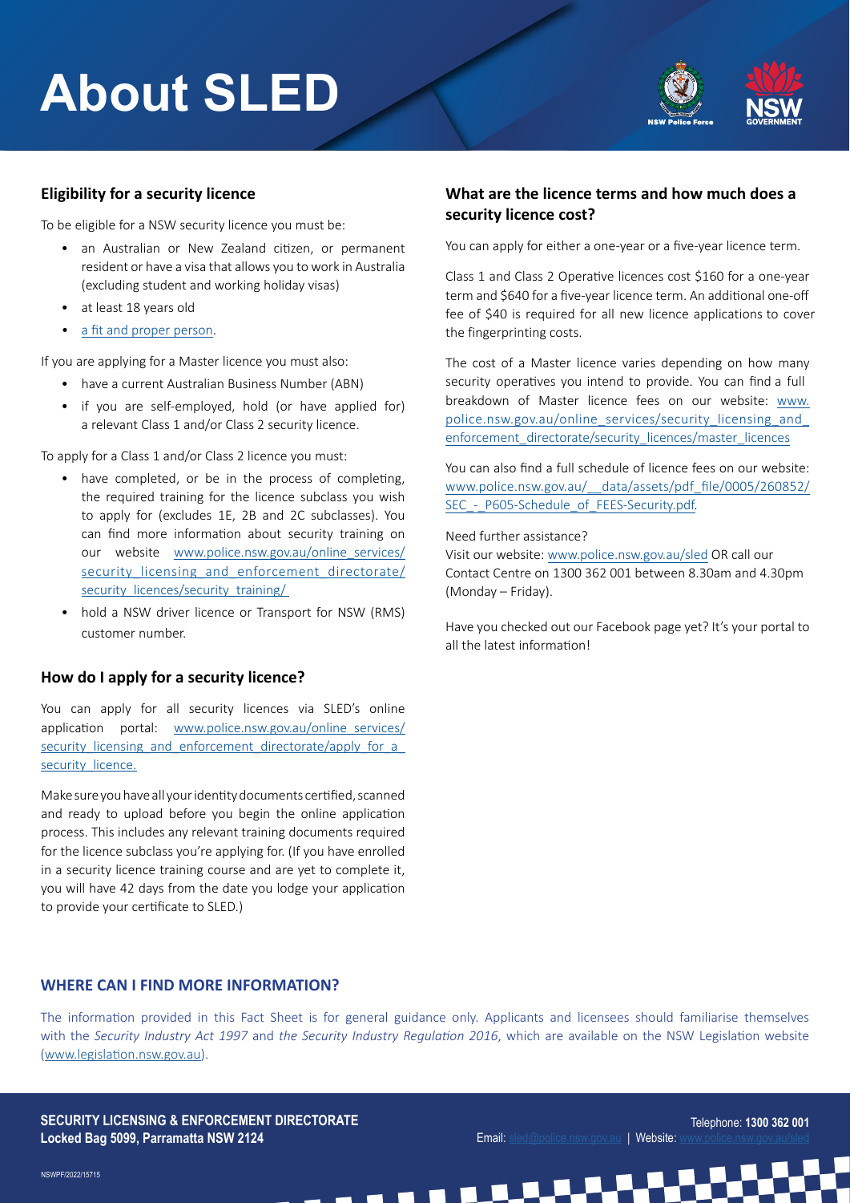# About SLED

## Eligibility for a security licence

To be eligible for a NSW security licence you must be:

- an Australian or New Zealand citizen, or permanent resident or have a visa that allows you to work in Australia (excluding student and working holiday visas)
- at least 18 years old
- a fit and proper person.

If you are applying for a Master licence you must also:

- have a current Australian Business Number (ABN)
- if you are self-employed, hold (or have applied for) a relevant Class 1 and/or Class 2 security licence.

To apply for a Class 1 and/or Class 2 licence you must:

- have completed, or be in the process of completing, the required training for the licence subclass you wish to apply for (excludes 1E, 2B and 2C subclasses). You can find more information about security training on our website www.police.nsw.gov.au/online_services/security_licensing_and_enforcement_directorate/security_licences/security_training/
- hold a NSW driver licence or Transport for NSW (RMS) customer number.

## How do I apply for a security licence?

You can apply for all security licences via SLED's online application portal: www.police.nsw.gov.au/online_services/security_licensing_and_enforcement_directorate/apply_for_a_security_licence.

Make sure you have all your identity documents certified, scanned and ready to upload before you begin the online application process. This includes any relevant training documents required for the licence subclass you're applying for. (If you have enrolled in a security licence training course and are yet to complete it, you will have 42 days from the date you lodge your application to provide your certificate to SLED.)

## What are the licence terms and how much does a security licence cost?

You can apply for either a one-year or a five-year licence term.

Class 1 and Class 2 Operative licences cost $160 for a one-year term and $640 for a five-year licence term. An additional one-off fee of $40 is required for all new licence applications to cover the fingerprinting costs.

The cost of a Master licence varies depending on how many security operatives you intend to provide. You can find a full breakdown of Master licence fees on our website: www.police.nsw.gov.au/online_services/security_licensing_and_enforcement_directorate/security_licences/master_licences

You can also find a full schedule of licence fees on our website: www.police.nsw.gov.au/__data/assets/pdf_file/0005/260852/SEC_-_P605-Schedule_of_FEES-Security.pdf.

Need further assistance?
Visit our website: www.police.nsw.gov.au/sled OR call our Contact Centre on 1300 362 001 between 8.30am and 4.30pm (Monday – Friday).

Have you checked out our Facebook page yet? It's your portal to all the latest information!

## WHERE CAN I FIND MORE INFORMATION?

The information provided in this Fact Sheet is for general guidance only. Applicants and licensees should familiarise themselves with the *Security Industry Act 1997* and *the Security Industry Regulation 2016*, which are available on the NSW Legislation website (www.legislation.nsw.gov.au).

**SECURITY LICENSING & ENFORCEMENT DIRECTORATE**
**Locked Bag 5099, Parramatta NSW 2124**

Telephone: **1300 362 001**
Email: sled@police.nsw.gov.au | Website: www.police.nsw.gov.au/sled

NSWPF/2022/15715